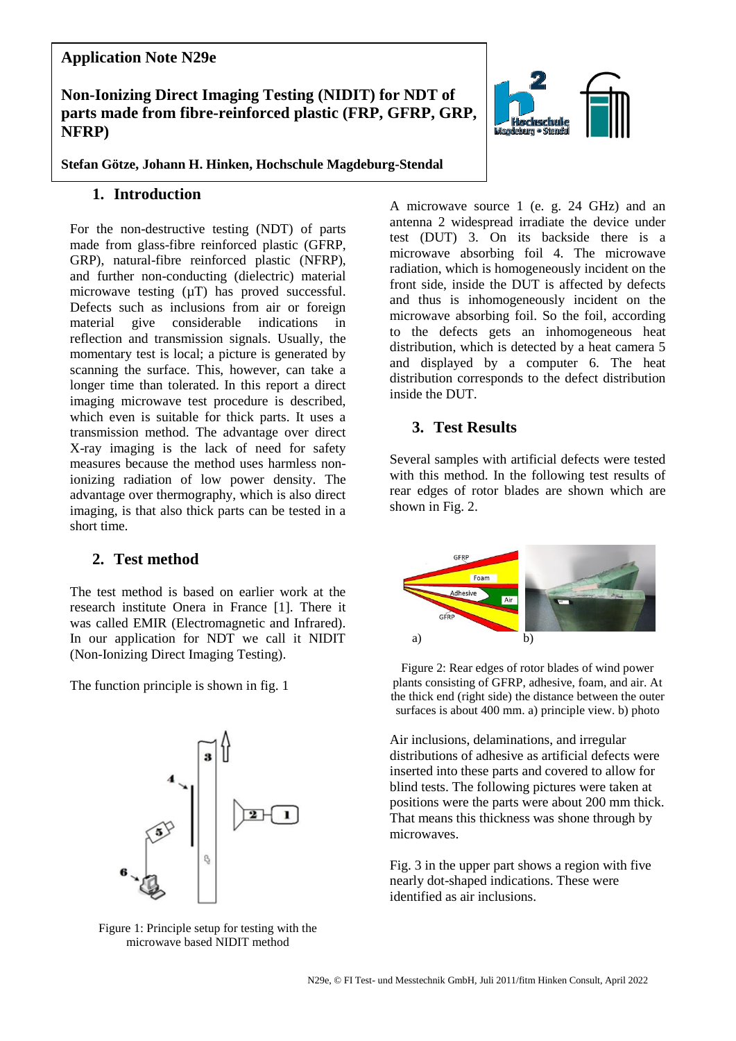**Application Note N29e**

# Non-Ionizing Direct Imaging Testing (NIDIT) for NDT of parts made from fibre-reinforced plastic (FRP, GFRP, GRP, NFRP)

**Stefan Götze, Johann H. Hinken, Hochschule Magdeburg-Stendal**

## 1. Introduction

For the non-destructive testing (NDT) of parts made from glass-fibre reinforced plastic (GFRP, GRP), natural-fibre reinforced plastic (NFRP), and further non-conducting (dielectric) material microwave testing (µT) has proved successful. Defects such as inclusions from air or foreign material give considerable indications in reflection and transmission signals. Usually, the momentary test is local; a picture is generated by scanning the surface. This, however, can take a longer time than tolerated. In this report a direct imaging microwave test procedure is described, which even is suitable for thick parts. It uses a transmission method. The advantage over direct X-ray imaging is the lack of need for safety measures because the method uses harmless non-ionizing radiation of low power density. The advantage over thermography, which is also direct imaging, is that also thick parts can be tested in a short time.

## 2. Test method

The test method is based on earlier work at the research institute Onera in France [1]. There it was called EMIR (Electromagnetic and Infrared). In our application for NDT we call it NIDIT (Non-Ionizing Direct Imaging Testing).

The function principle is shown in fig. 1

Figure 1: Principle setup for testing with the microwave based NIDIT method

A microwave source 1 (e. g. 24 GHz) and an antenna 2 widespread irradiate the device under test (DUT) 3. On its backside there is a microwave absorbing foil 4. The microwave radiation, which is homogeneously incident on the front side, inside the DUT is affected by defects and thus is inhomogeneously incident on the microwave absorbing foil. So the foil, according to the defects gets an inhomogeneous heat distribution, which is detected by a heat camera 5 and displayed by a computer 6. The heat distribution corresponds to the defect distribution inside the DUT.

## 3. Test Results

Several samples with artificial defects were tested with this method. In the following test results of rear edges of rotor blades are shown which are shown in Fig. 2.

Figure 2: Rear edges of rotor blades of wind power plants consisting of GFRP, adhesive, foam, and air. At the thick end (right side) the distance between the outer surfaces is about 400 mm. a) principle view. b) photo

Air inclusions, delaminations, and irregular distributions of adhesive as artificial defects were inserted into these parts and covered to allow for blind tests. The following pictures were taken at positions were the parts were about 200 mm thick. That means this thickness was shone through by microwaves.

Fig. 3 in the upper part shows a region with five nearly dot-shaped indications. These were identified as air inclusions.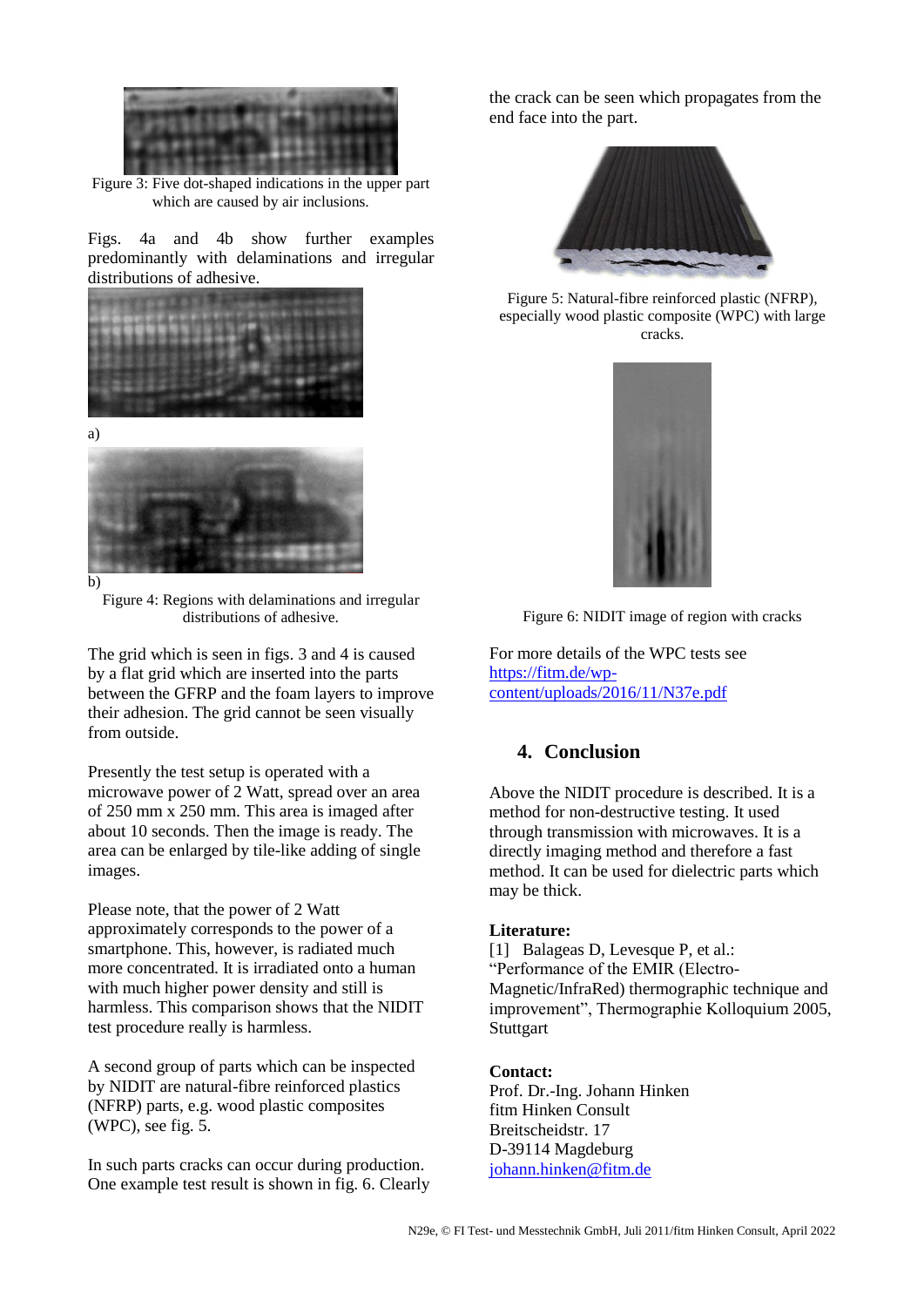Figure 3: Five dot-shaped indications in the upper part which are caused by air inclusions.

Figs. 4a and 4b show further examples predominantly with delaminations and irregular distributions of adhesive.

a)

b)

Figure 4: Regions with delaminations and irregular distributions of adhesive.

The grid which is seen in figs. 3 and 4 is caused by a flat grid which are inserted into the parts between the GFRP and the foam layers to improve their adhesion. The grid cannot be seen visually from outside.

Presently the test setup is operated with a microwave power of 2 Watt, spread over an area of 250 mm x 250 mm. This area is imaged after about 10 seconds. Then the image is ready. The area can be enlarged by tile-like adding of single images.

Please note, that the power of 2 Watt approximately corresponds to the power of a smartphone. This, however, is radiated much more concentrated. It is irradiated onto a human with much higher power density and still is harmless. This comparison shows that the NIDIT test procedure really is harmless.

A second group of parts which can be inspected by NIDIT are natural-fibre reinforced plastics (NFRP) parts, e.g. wood plastic composites (WPC), see fig. 5.

In such parts cracks can occur during production. One example test result is shown in fig. 6. Clearly the crack can be seen which propagates from the end face into the part.

Figure 5: Natural-fibre reinforced plastic (NFRP), especially wood plastic composite (WPC) with large cracks.

Figure 6: NIDIT image of region with cracks

For more details of the WPC tests see https://fitm.de/wp-content/uploads/2016/11/N37e.pdf

## 4. Conclusion

Above the NIDIT procedure is described. It is a method for non-destructive testing. It used through transmission with microwaves. It is a directly imaging method and therefore a fast method. It can be used for dielectric parts which may be thick.

**Literature:**

[1] Balageas D, Levesque P, et al.: "Performance of the EMIR (Electro-Magnetic/InfraRed) thermographic technique and improvement", Thermographie Kolloquium 2005, Stuttgart

**Contact:**

Prof. Dr.-Ing. Johann Hinken
fitm Hinken Consult
Breitscheidstr. 17
D-39114 Magdeburg
johann.hinken@fitm.de

N29e, © FI Test- und Messtechnik GmbH, Juli 2011/fitm Hinken Consult, April 2022